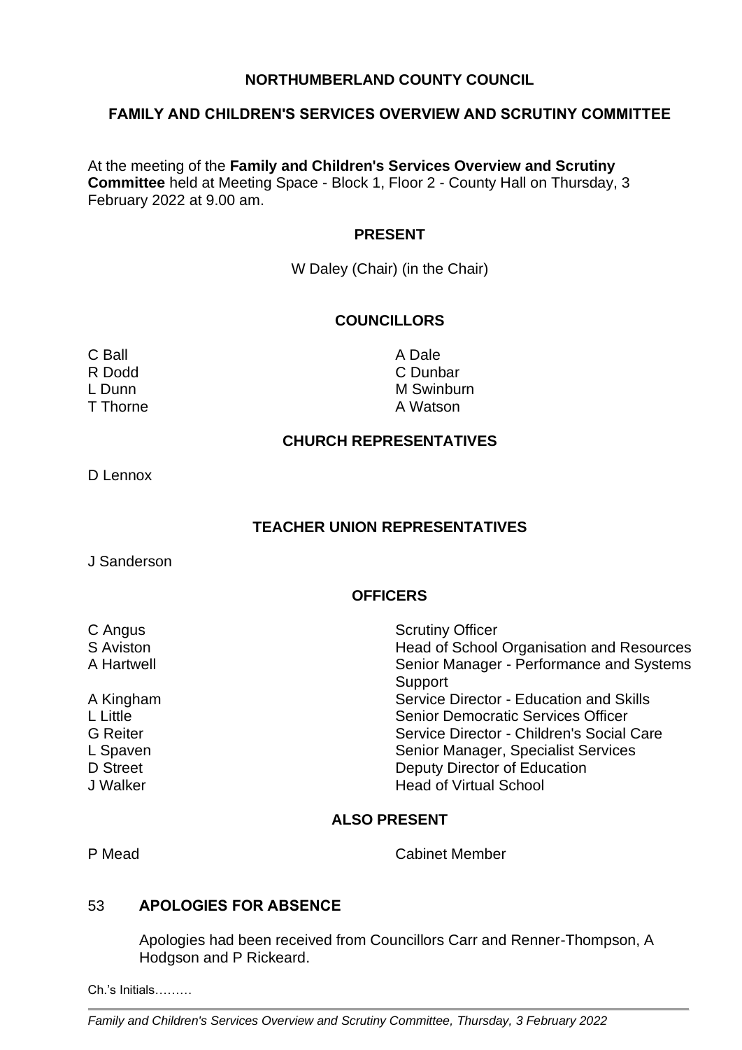# NORTHUMBERLAND COUNTY COUNCIL

## FAMILY AND CHILDREN'S SERVICES OVERVIEW AND SCRUTINY COMMITTEE

At the meeting of the **Family and Children's Services Overview and Scrutiny Committee** held at Meeting Space - Block 1, Floor 2 - County Hall on Thursday, 3 February 2022 at 9.00 am.

### PRESENT

W Daley (Chair) (in the Chair)

### COUNCILLORS

C Ball
A Dale
R Dodd
C Dunbar
L Dunn
M Swinburn
T Thorne
A Watson

### CHURCH REPRESENTATIVES

D Lennox

### TEACHER UNION REPRESENTATIVES

J Sanderson

### OFFICERS

| | |
|---|---|
| C Angus | Scrutiny Officer |
| S Aviston | Head of School Organisation and Resources |
| A Hartwell | Senior Manager - Performance and Systems Support |
| A Kingham | Service Director - Education and Skills |
| L Little | Senior Democratic Services Officer |
| G Reiter | Service Director - Children's Social Care |
| L Spaven | Senior Manager, Specialist Services |
| D Street | Deputy Director of Education |
| J Walker | Head of Virtual School |

### ALSO PRESENT

| | |
|---|---|
| P Mead | Cabinet Member |

### 53 APOLOGIES FOR ABSENCE

Apologies had been received from Councillors Carr and Renner-Thompson, A Hodgson and P Rickeard.

Ch.'s Initials………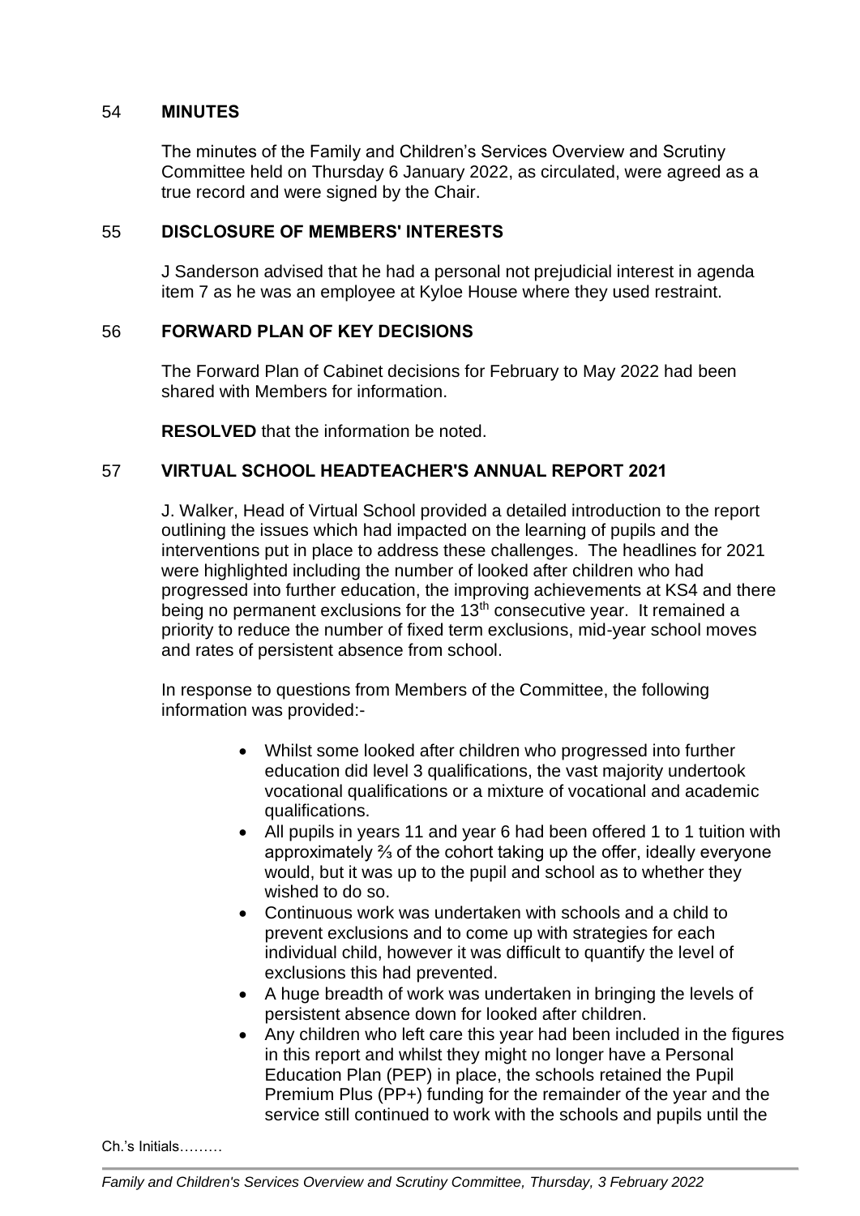## 54 MINUTES

The minutes of the Family and Children's Services Overview and Scrutiny Committee held on Thursday 6 January 2022, as circulated, were agreed as a true record and were signed by the Chair.

## 55 DISCLOSURE OF MEMBERS' INTERESTS

J Sanderson advised that he had a personal not prejudicial interest in agenda item 7 as he was an employee at Kyloe House where they used restraint.

## 56 FORWARD PLAN OF KEY DECISIONS

The Forward Plan of Cabinet decisions for February to May 2022 had been shared with Members for information.

**RESOLVED** that the information be noted.

## 57 VIRTUAL SCHOOL HEADTEACHER'S ANNUAL REPORT 2021

J. Walker, Head of Virtual School provided a detailed introduction to the report outlining the issues which had impacted on the learning of pupils and the interventions put in place to address these challenges. The headlines for 2021 were highlighted including the number of looked after children who had progressed into further education, the improving achievements at KS4 and there being no permanent exclusions for the 13th consecutive year. It remained a priority to reduce the number of fixed term exclusions, mid-year school moves and rates of persistent absence from school.

In response to questions from Members of the Committee, the following information was provided:-

- Whilst some looked after children who progressed into further education did level 3 qualifications, the vast majority undertook vocational qualifications or a mixture of vocational and academic qualifications.
- All pupils in years 11 and year 6 had been offered 1 to 1 tuition with approximately ⅔ of the cohort taking up the offer, ideally everyone would, but it was up to the pupil and school as to whether they wished to do so.
- Continuous work was undertaken with schools and a child to prevent exclusions and to come up with strategies for each individual child, however it was difficult to quantify the level of exclusions this had prevented.
- A huge breadth of work was undertaken in bringing the levels of persistent absence down for looked after children.
- Any children who left care this year had been included in the figures in this report and whilst they might no longer have a Personal Education Plan (PEP) in place, the schools retained the Pupil Premium Plus (PP+) funding for the remainder of the year and the service still continued to work with the schools and pupils until the

Ch.'s Initials………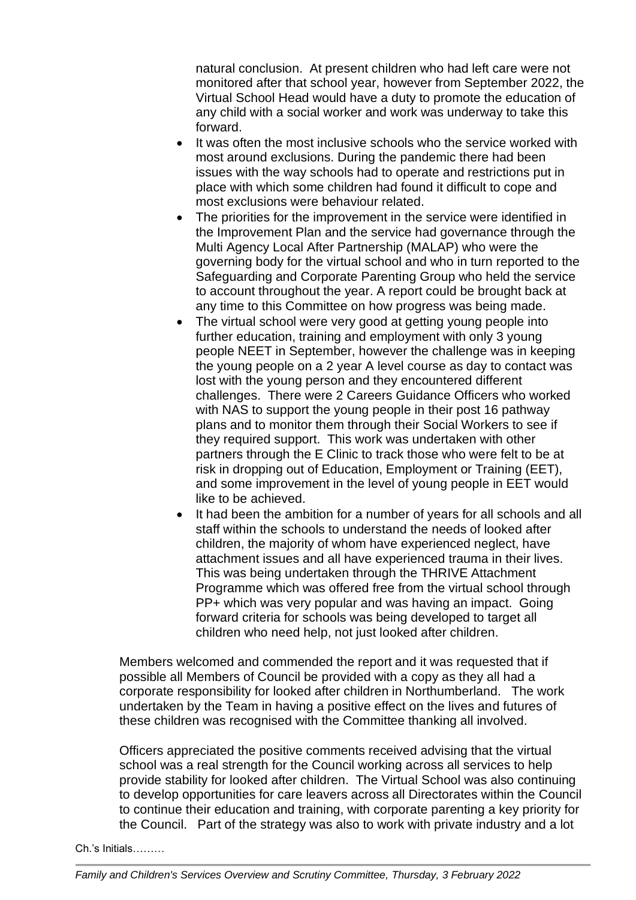natural conclusion. At present children who had left care were not monitored after that school year, however from September 2022, the Virtual School Head would have a duty to promote the education of any child with a social worker and work was underway to take this forward.

- It was often the most inclusive schools who the service worked with most around exclusions. During the pandemic there had been issues with the way schools had to operate and restrictions put in place with which some children had found it difficult to cope and most exclusions were behaviour related.
- The priorities for the improvement in the service were identified in the Improvement Plan and the service had governance through the Multi Agency Local After Partnership (MALAP) who were the governing body for the virtual school and who in turn reported to the Safeguarding and Corporate Parenting Group who held the service to account throughout the year. A report could be brought back at any time to this Committee on how progress was being made.
- The virtual school were very good at getting young people into further education, training and employment with only 3 young people NEET in September, however the challenge was in keeping the young people on a 2 year A level course as day to contact was lost with the young person and they encountered different challenges. There were 2 Careers Guidance Officers who worked with NAS to support the young people in their post 16 pathway plans and to monitor them through their Social Workers to see if they required support. This work was undertaken with other partners through the E Clinic to track those who were felt to be at risk in dropping out of Education, Employment or Training (EET), and some improvement in the level of young people in EET would like to be achieved.
- It had been the ambition for a number of years for all schools and all staff within the schools to understand the needs of looked after children, the majority of whom have experienced neglect, have attachment issues and all have experienced trauma in their lives. This was being undertaken through the THRIVE Attachment Programme which was offered free from the virtual school through PP+ which was very popular and was having an impact. Going forward criteria for schools was being developed to target all children who need help, not just looked after children.

Members welcomed and commended the report and it was requested that if possible all Members of Council be provided with a copy as they all had a corporate responsibility for looked after children in Northumberland. The work undertaken by the Team in having a positive effect on the lives and futures of these children was recognised with the Committee thanking all involved.

Officers appreciated the positive comments received advising that the virtual school was a real strength for the Council working across all services to help provide stability for looked after children. The Virtual School was also continuing to develop opportunities for care leavers across all Directorates within the Council to continue their education and training, with corporate parenting a key priority for the Council. Part of the strategy was also to work with private industry and a lot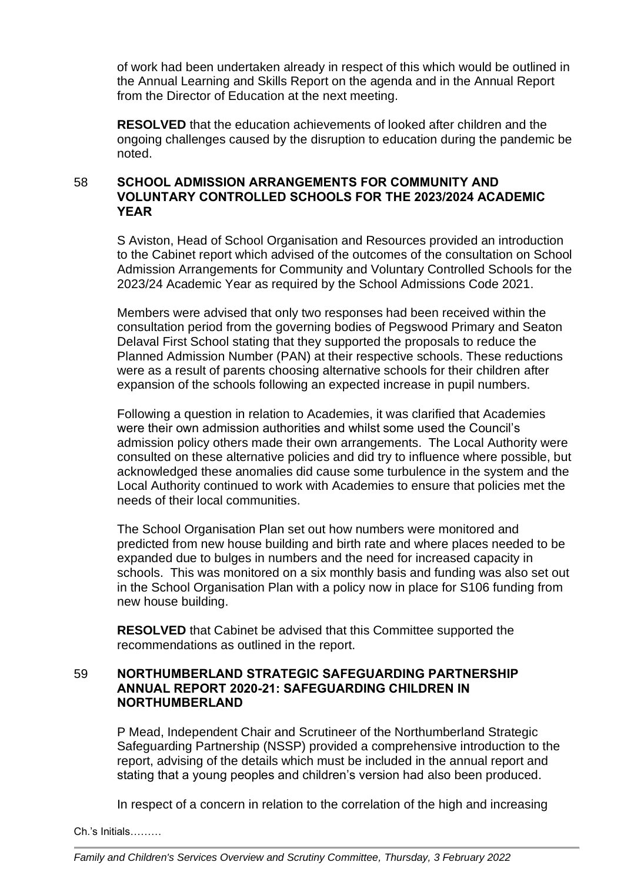of work had been undertaken already in respect of this which would be outlined in the Annual Learning and Skills Report on the agenda and in the Annual Report from the Director of Education at the next meeting.

**RESOLVED** that the education achievements of looked after children and the ongoing challenges caused by the disruption to education during the pandemic be noted.

## 58 SCHOOL ADMISSION ARRANGEMENTS FOR COMMUNITY AND VOLUNTARY CONTROLLED SCHOOLS FOR THE 2023/2024 ACADEMIC YEAR

S Aviston, Head of School Organisation and Resources provided an introduction to the Cabinet report which advised of the outcomes of the consultation on School Admission Arrangements for Community and Voluntary Controlled Schools for the 2023/24 Academic Year as required by the School Admissions Code 2021.

Members were advised that only two responses had been received within the consultation period from the governing bodies of Pegswood Primary and Seaton Delaval First School stating that they supported the proposals to reduce the Planned Admission Number (PAN) at their respective schools. These reductions were as a result of parents choosing alternative schools for their children after expansion of the schools following an expected increase in pupil numbers.

Following a question in relation to Academies, it was clarified that Academies were their own admission authorities and whilst some used the Council's admission policy others made their own arrangements. The Local Authority were consulted on these alternative policies and did try to influence where possible, but acknowledged these anomalies did cause some turbulence in the system and the Local Authority continued to work with Academies to ensure that policies met the needs of their local communities.

The School Organisation Plan set out how numbers were monitored and predicted from new house building and birth rate and where places needed to be expanded due to bulges in numbers and the need for increased capacity in schools. This was monitored on a six monthly basis and funding was also set out in the School Organisation Plan with a policy now in place for S106 funding from new house building.

**RESOLVED** that Cabinet be advised that this Committee supported the recommendations as outlined in the report.

## 59 NORTHUMBERLAND STRATEGIC SAFEGUARDING PARTNERSHIP ANNUAL REPORT 2020-21: SAFEGUARDING CHILDREN IN NORTHUMBERLAND

P Mead, Independent Chair and Scrutineer of the Northumberland Strategic Safeguarding Partnership (NSSP) provided a comprehensive introduction to the report, advising of the details which must be included in the annual report and stating that a young peoples and children's version had also been produced.

In respect of a concern in relation to the correlation of the high and increasing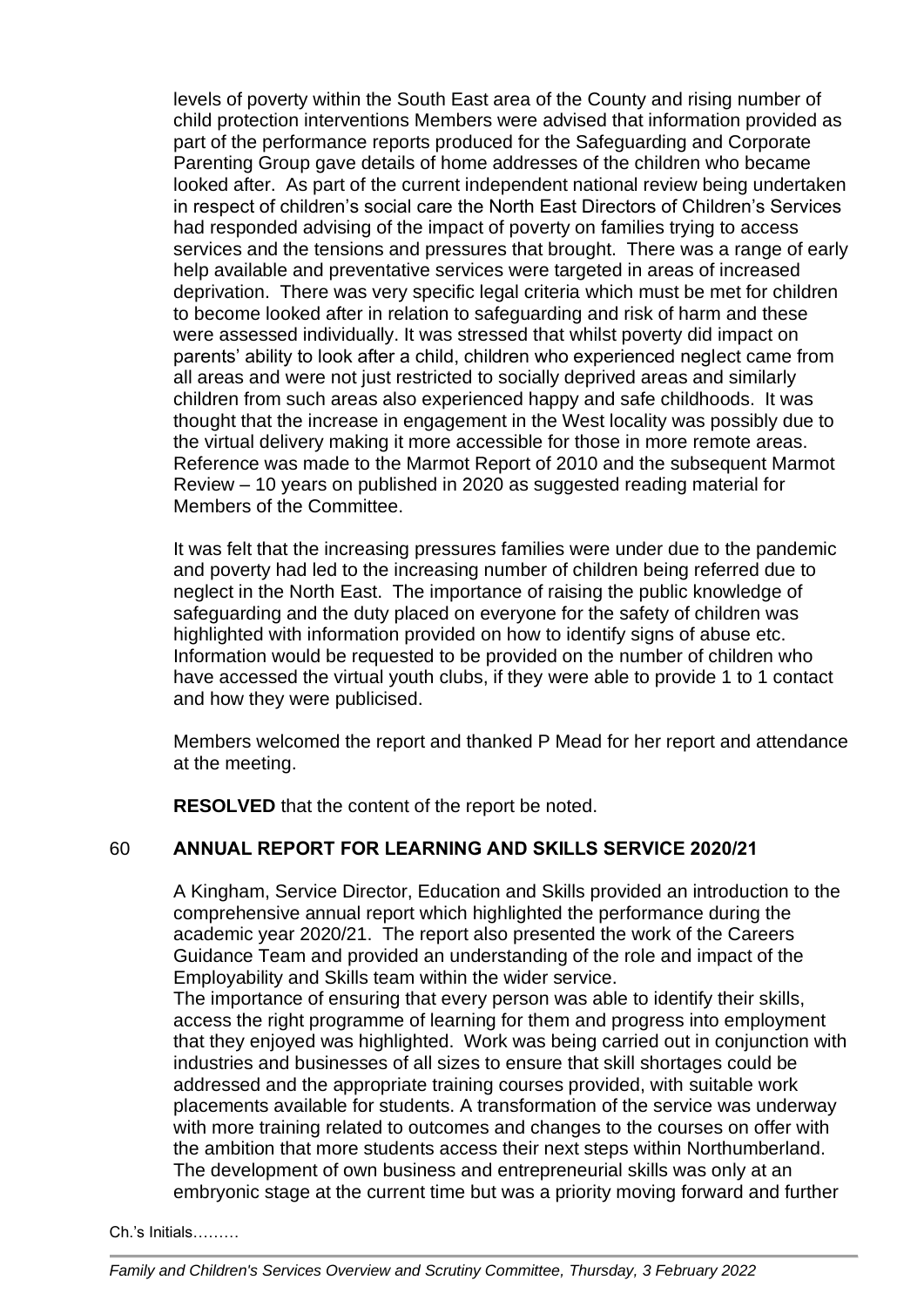levels of poverty within the South East area of the County and rising number of child protection interventions Members were advised that information provided as part of the performance reports produced for the Safeguarding and Corporate Parenting Group gave details of home addresses of the children who became looked after. As part of the current independent national review being undertaken in respect of children's social care the North East Directors of Children's Services had responded advising of the impact of poverty on families trying to access services and the tensions and pressures that brought. There was a range of early help available and preventative services were targeted in areas of increased deprivation. There was very specific legal criteria which must be met for children to become looked after in relation to safeguarding and risk of harm and these were assessed individually. It was stressed that whilst poverty did impact on parents' ability to look after a child, children who experienced neglect came from all areas and were not just restricted to socially deprived areas and similarly children from such areas also experienced happy and safe childhoods. It was thought that the increase in engagement in the West locality was possibly due to the virtual delivery making it more accessible for those in more remote areas. Reference was made to the Marmot Report of 2010 and the subsequent Marmot Review – 10 years on published in 2020 as suggested reading material for Members of the Committee.

It was felt that the increasing pressures families were under due to the pandemic and poverty had led to the increasing number of children being referred due to neglect in the North East. The importance of raising the public knowledge of safeguarding and the duty placed on everyone for the safety of children was highlighted with information provided on how to identify signs of abuse etc. Information would be requested to be provided on the number of children who have accessed the virtual youth clubs, if they were able to provide 1 to 1 contact and how they were publicised.

Members welcomed the report and thanked P Mead for her report and attendance at the meeting.

**RESOLVED** that the content of the report be noted.

## 60 ANNUAL REPORT FOR LEARNING AND SKILLS SERVICE 2020/21

A Kingham, Service Director, Education and Skills provided an introduction to the comprehensive annual report which highlighted the performance during the academic year 2020/21. The report also presented the work of the Careers Guidance Team and provided an understanding of the role and impact of the Employability and Skills team within the wider service.

The importance of ensuring that every person was able to identify their skills, access the right programme of learning for them and progress into employment that they enjoyed was highlighted. Work was being carried out in conjunction with industries and businesses of all sizes to ensure that skill shortages could be addressed and the appropriate training courses provided, with suitable work placements available for students. A transformation of the service was underway with more training related to outcomes and changes to the courses on offer with the ambition that more students access their next steps within Northumberland. The development of own business and entrepreneurial skills was only at an embryonic stage at the current time but was a priority moving forward and further

Ch.'s Initials………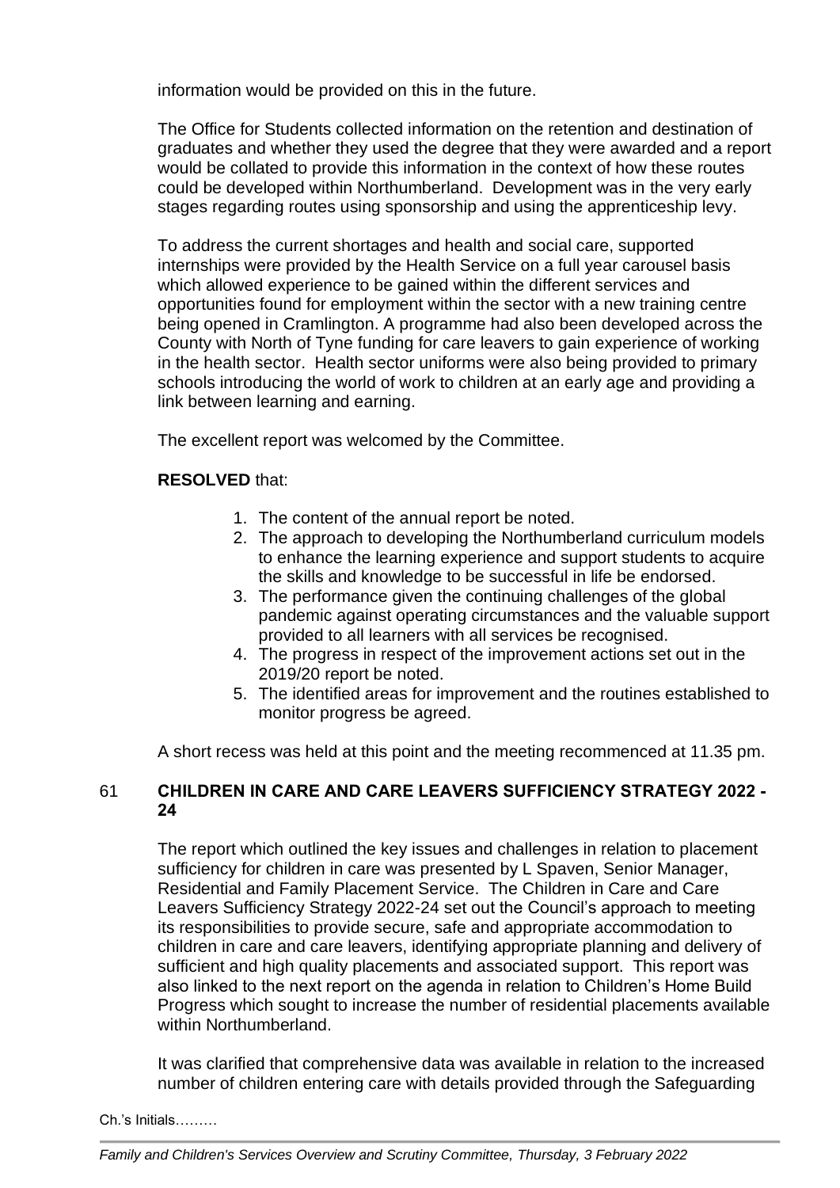information would be provided on this in the future.

The Office for Students collected information on the retention and destination of graduates and whether they used the degree that they were awarded and a report would be collated to provide this information in the context of how these routes could be developed within Northumberland. Development was in the very early stages regarding routes using sponsorship and using the apprenticeship levy.

To address the current shortages and health and social care, supported internships were provided by the Health Service on a full year carousel basis which allowed experience to be gained within the different services and opportunities found for employment within the sector with a new training centre being opened in Cramlington. A programme had also been developed across the County with North of Tyne funding for care leavers to gain experience of working in the health sector. Health sector uniforms were also being provided to primary schools introducing the world of work to children at an early age and providing a link between learning and earning.

The excellent report was welcomed by the Committee.

**RESOLVED** that:

1. The content of the annual report be noted.
2. The approach to developing the Northumberland curriculum models to enhance the learning experience and support students to acquire the skills and knowledge to be successful in life be endorsed.
3. The performance given the continuing challenges of the global pandemic against operating circumstances and the valuable support provided to all learners with all services be recognised.
4. The progress in respect of the improvement actions set out in the 2019/20 report be noted.
5. The identified areas for improvement and the routines established to monitor progress be agreed.

A short recess was held at this point and the meeting recommenced at 11.35 pm.

## 61 CHILDREN IN CARE AND CARE LEAVERS SUFFICIENCY STRATEGY 2022 - 24

The report which outlined the key issues and challenges in relation to placement sufficiency for children in care was presented by L Spaven, Senior Manager, Residential and Family Placement Service. The Children in Care and Care Leavers Sufficiency Strategy 2022-24 set out the Council's approach to meeting its responsibilities to provide secure, safe and appropriate accommodation to children in care and care leavers, identifying appropriate planning and delivery of sufficient and high quality placements and associated support. This report was also linked to the next report on the agenda in relation to Children's Home Build Progress which sought to increase the number of residential placements available within Northumberland.

It was clarified that comprehensive data was available in relation to the increased number of children entering care with details provided through the Safeguarding

Ch.'s Initials………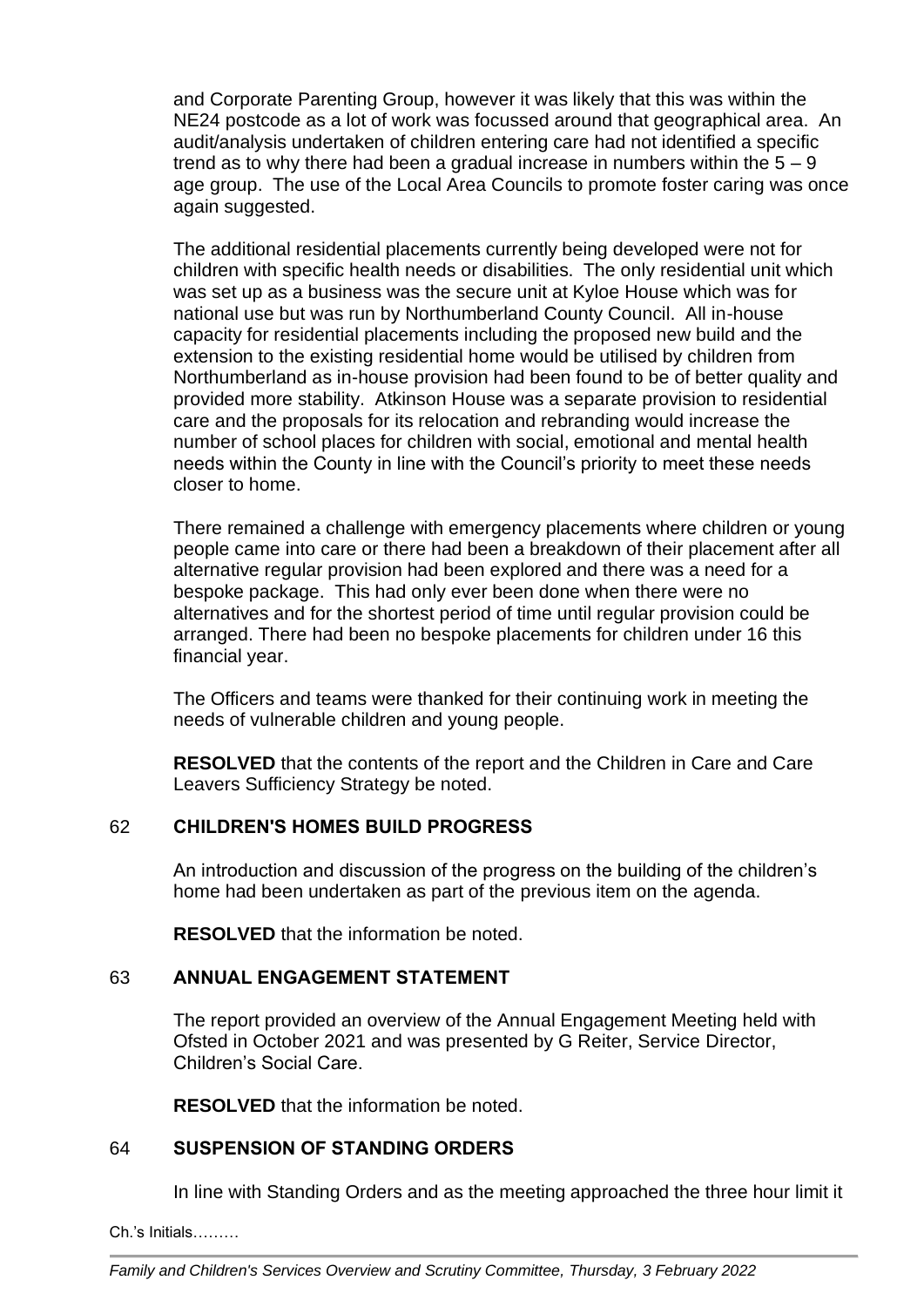and Corporate Parenting Group, however it was likely that this was within the NE24 postcode as a lot of work was focussed around that geographical area. An audit/analysis undertaken of children entering care had not identified a specific trend as to why there had been a gradual increase in numbers within the 5 – 9 age group. The use of the Local Area Councils to promote foster caring was once again suggested.

The additional residential placements currently being developed were not for children with specific health needs or disabilities. The only residential unit which was set up as a business was the secure unit at Kyloe House which was for national use but was run by Northumberland County Council. All in-house capacity for residential placements including the proposed new build and the extension to the existing residential home would be utilised by children from Northumberland as in-house provision had been found to be of better quality and provided more stability. Atkinson House was a separate provision to residential care and the proposals for its relocation and rebranding would increase the number of school places for children with social, emotional and mental health needs within the County in line with the Council's priority to meet these needs closer to home.

There remained a challenge with emergency placements where children or young people came into care or there had been a breakdown of their placement after all alternative regular provision had been explored and there was a need for a bespoke package. This had only ever been done when there were no alternatives and for the shortest period of time until regular provision could be arranged. There had been no bespoke placements for children under 16 this financial year.

The Officers and teams were thanked for their continuing work in meeting the needs of vulnerable children and young people.

**RESOLVED** that the contents of the report and the Children in Care and Care Leavers Sufficiency Strategy be noted.

## 62 CHILDREN'S HOMES BUILD PROGRESS

An introduction and discussion of the progress on the building of the children's home had been undertaken as part of the previous item on the agenda.

**RESOLVED** that the information be noted.

## 63 ANNUAL ENGAGEMENT STATEMENT

The report provided an overview of the Annual Engagement Meeting held with Ofsted in October 2021 and was presented by G Reiter, Service Director, Children's Social Care.

**RESOLVED** that the information be noted.

## 64 SUSPENSION OF STANDING ORDERS

In line with Standing Orders and as the meeting approached the three hour limit it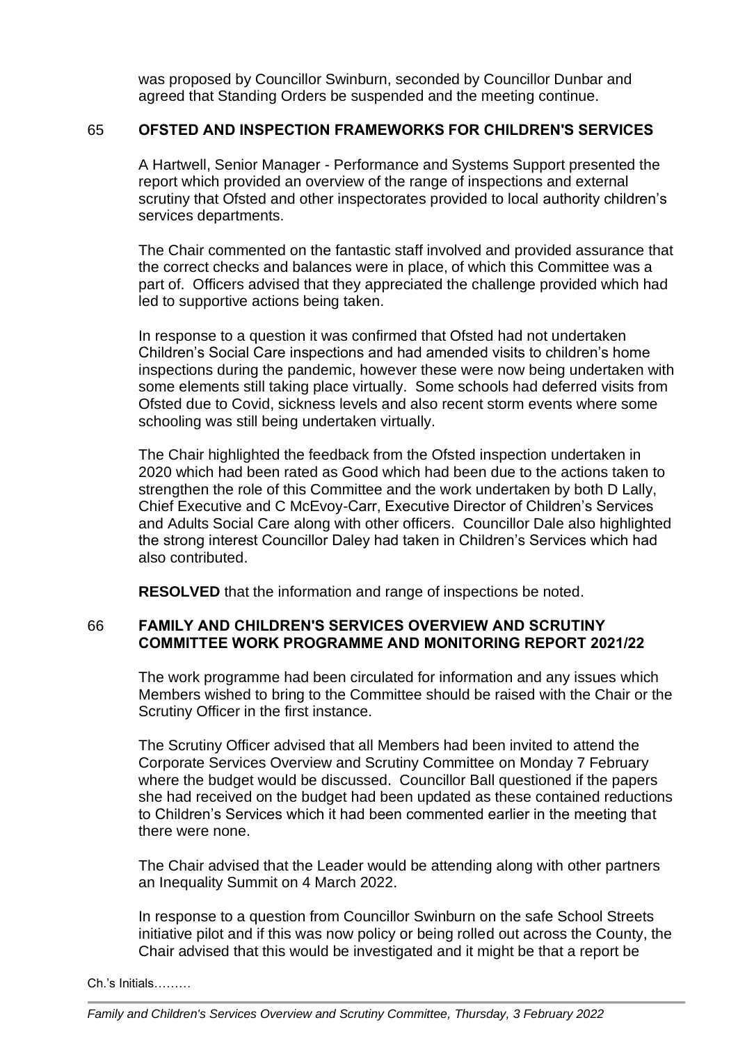was proposed by Councillor Swinburn, seconded by Councillor Dunbar and agreed that Standing Orders be suspended and the meeting continue.

## 65 OFSTED AND INSPECTION FRAMEWORKS FOR CHILDREN'S SERVICES

A Hartwell, Senior Manager - Performance and Systems Support presented the report which provided an overview of the range of inspections and external scrutiny that Ofsted and other inspectorates provided to local authority children's services departments.

The Chair commented on the fantastic staff involved and provided assurance that the correct checks and balances were in place, of which this Committee was a part of. Officers advised that they appreciated the challenge provided which had led to supportive actions being taken.

In response to a question it was confirmed that Ofsted had not undertaken Children's Social Care inspections and had amended visits to children's home inspections during the pandemic, however these were now being undertaken with some elements still taking place virtually. Some schools had deferred visits from Ofsted due to Covid, sickness levels and also recent storm events where some schooling was still being undertaken virtually.

The Chair highlighted the feedback from the Ofsted inspection undertaken in 2020 which had been rated as Good which had been due to the actions taken to strengthen the role of this Committee and the work undertaken by both D Lally, Chief Executive and C McEvoy-Carr, Executive Director of Children's Services and Adults Social Care along with other officers. Councillor Dale also highlighted the strong interest Councillor Daley had taken in Children's Services which had also contributed.

**RESOLVED** that the information and range of inspections be noted.

## 66 FAMILY AND CHILDREN'S SERVICES OVERVIEW AND SCRUTINY COMMITTEE WORK PROGRAMME AND MONITORING REPORT 2021/22

The work programme had been circulated for information and any issues which Members wished to bring to the Committee should be raised with the Chair or the Scrutiny Officer in the first instance.

The Scrutiny Officer advised that all Members had been invited to attend the Corporate Services Overview and Scrutiny Committee on Monday 7 February where the budget would be discussed. Councillor Ball questioned if the papers she had received on the budget had been updated as these contained reductions to Children's Services which it had been commented earlier in the meeting that there were none.

The Chair advised that the Leader would be attending along with other partners an Inequality Summit on 4 March 2022.

In response to a question from Councillor Swinburn on the safe School Streets initiative pilot and if this was now policy or being rolled out across the County, the Chair advised that this would be investigated and it might be that a report be

Ch.'s Initials………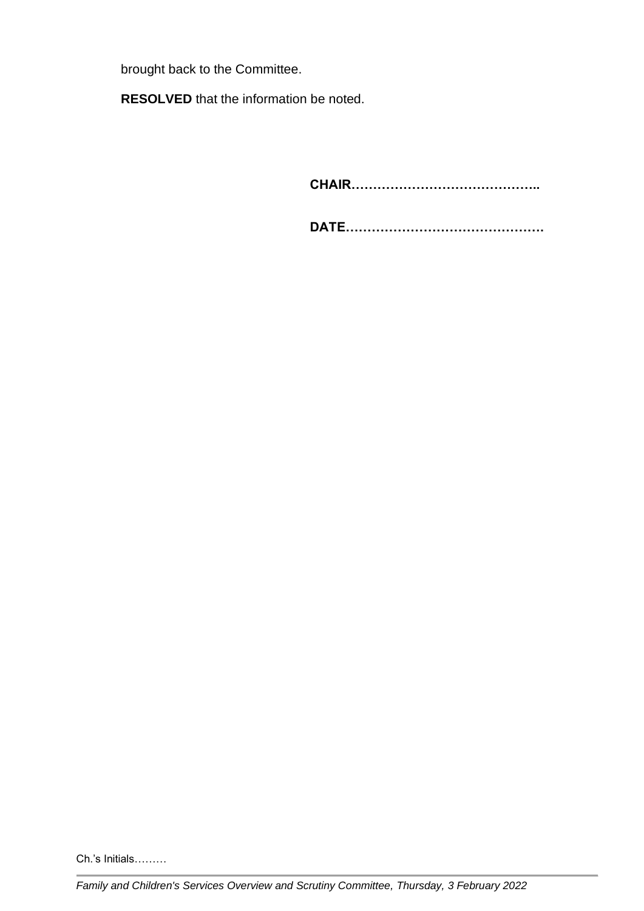brought back to the Committee.

**RESOLVED** that the information be noted.

**CHAIR……………………………………..**

**DATE……………………………………….**

Ch.'s Initials………